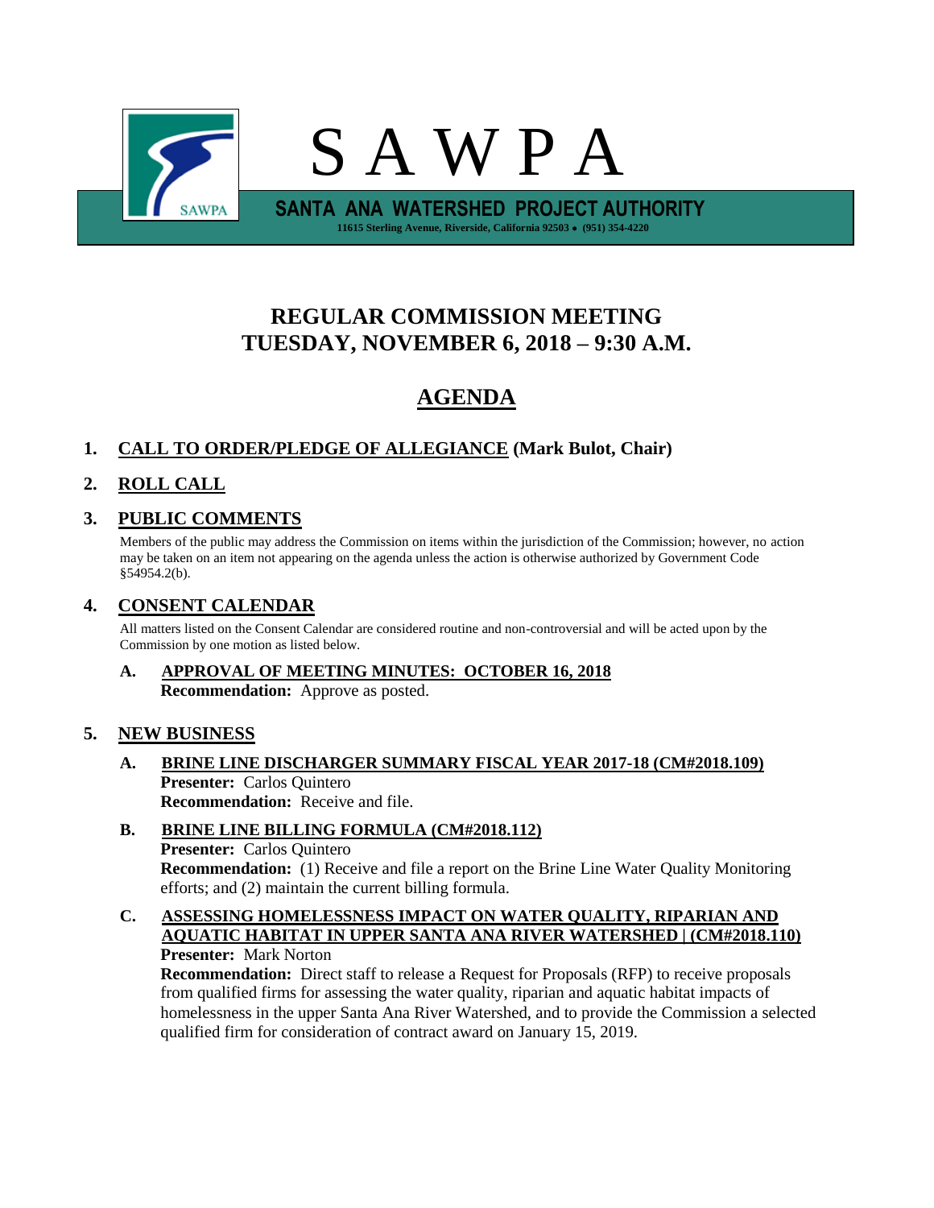# S A W P A

**SANTA ANA WATERSHED PROJECT AUTHORITY**

11615 Sterling Avenue, Riverside, California 92503 • (951) 354-4220

## REGULAR COMMISSION MEETING
## TUESDAY, NOVEMBER 6, 2018 – 9:30 A.M.

## AGENDA

**1. CALL TO ORDER/PLEDGE OF ALLEGIANCE (Mark Bulot, Chair)**

**2. ROLL CALL**

**3. PUBLIC COMMENTS**

Members of the public may address the Commission on items within the jurisdiction of the Commission; however, no action may be taken on an item not appearing on the agenda unless the action is otherwise authorized by Government Code §54954.2(b).

**4. CONSENT CALENDAR**

All matters listed on the Consent Calendar are considered routine and non-controversial and will be acted upon by the Commission by one motion as listed below.

**A. APPROVAL OF MEETING MINUTES: OCTOBER 16, 2018**
**Recommendation:** Approve as posted.

**5. NEW BUSINESS**

**A. BRINE LINE DISCHARGER SUMMARY FISCAL YEAR 2017-18 (CM#2018.109)**
**Presenter:** Carlos Quintero
**Recommendation:** Receive and file.

**B. BRINE LINE BILLING FORMULA (CM#2018.112)**
**Presenter:** Carlos Quintero
**Recommendation:** (1) Receive and file a report on the Brine Line Water Quality Monitoring efforts; and (2) maintain the current billing formula.

**C. ASSESSING HOMELESSNESS IMPACT ON WATER QUALITY, RIPARIAN AND AQUATIC HABITAT IN UPPER SANTA ANA RIVER WATERSHED | (CM#2018.110)**
**Presenter:** Mark Norton
**Recommendation:** Direct staff to release a Request for Proposals (RFP) to receive proposals from qualified firms for assessing the water quality, riparian and aquatic habitat impacts of homelessness in the upper Santa Ana River Watershed, and to provide the Commission a selected qualified firm for consideration of contract award on January 15, 2019.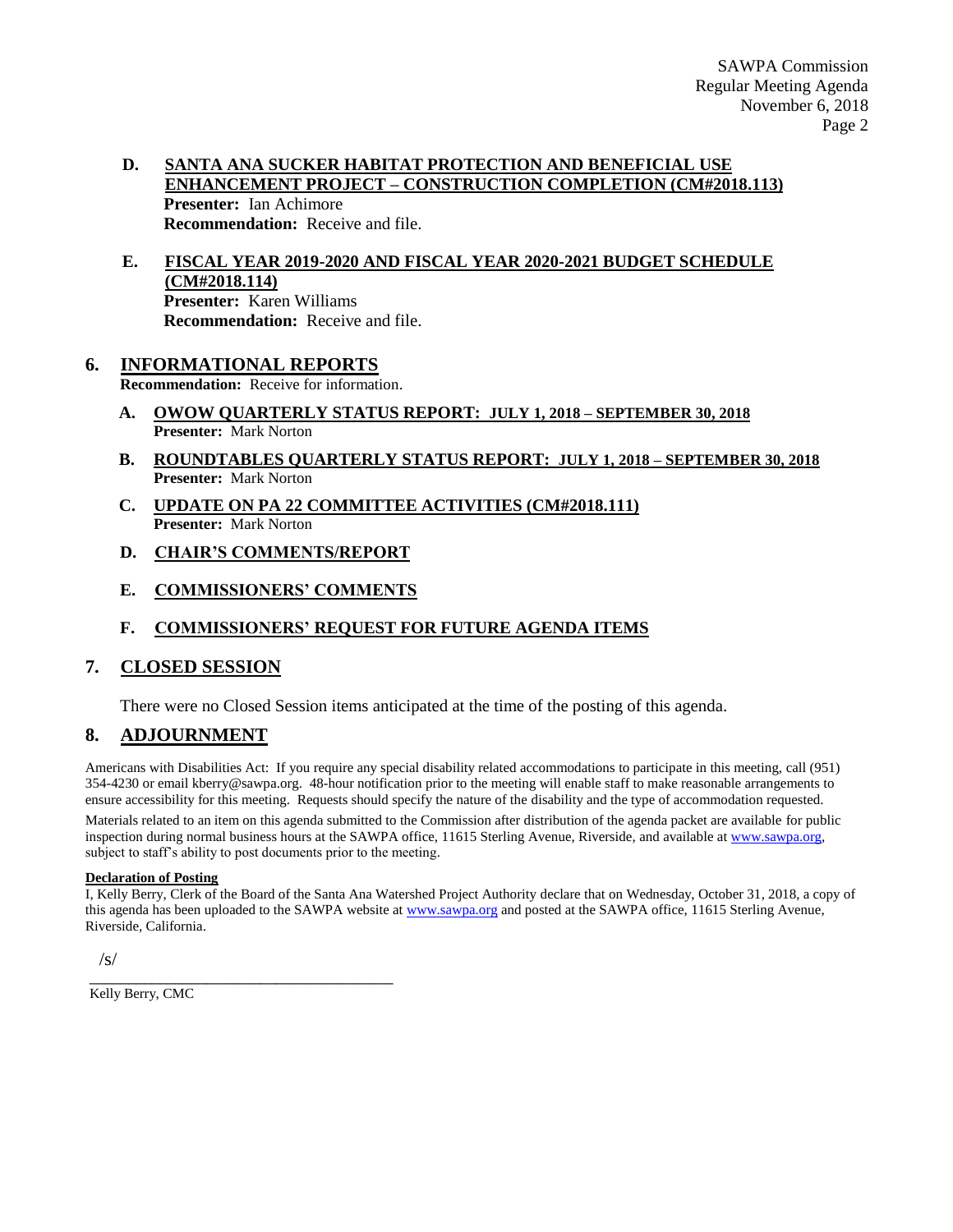**D. SANTA ANA SUCKER HABITAT PROTECTION AND BENEFICIAL USE ENHANCEMENT PROJECT – CONSTRUCTION COMPLETION (CM#2018.113)**
**Presenter:** Ian Achimore
**Recommendation:** Receive and file.

**E. FISCAL YEAR 2019-2020 AND FISCAL YEAR 2020-2021 BUDGET SCHEDULE (CM#2018.114)**
**Presenter:** Karen Williams
**Recommendation:** Receive and file.

## 6. INFORMATIONAL REPORTS

**Recommendation:** Receive for information.

**A. OWOW QUARTERLY STATUS REPORT: JULY 1, 2018 – SEPTEMBER 30, 2018**
**Presenter:** Mark Norton

**B. ROUNDTABLES QUARTERLY STATUS REPORT: JULY 1, 2018 – SEPTEMBER 30, 2018**
**Presenter:** Mark Norton

**C. UPDATE ON PA 22 COMMITTEE ACTIVITIES (CM#2018.111)**
**Presenter:** Mark Norton

**D. CHAIR'S COMMENTS/REPORT**

**E. COMMISSIONERS' COMMENTS**

**F. COMMISSIONERS' REQUEST FOR FUTURE AGENDA ITEMS**

## 7. CLOSED SESSION

There were no Closed Session items anticipated at the time of the posting of this agenda.

## 8. ADJOURNMENT

Americans with Disabilities Act: If you require any special disability related accommodations to participate in this meeting, call (951) 354-4230 or email kberry@sawpa.org. 48-hour notification prior to the meeting will enable staff to make reasonable arrangements to ensure accessibility for this meeting. Requests should specify the nature of the disability and the type of accommodation requested.

Materials related to an item on this agenda submitted to the Commission after distribution of the agenda packet are available for public inspection during normal business hours at the SAWPA office, 11615 Sterling Avenue, Riverside, and available at www.sawpa.org, subject to staff's ability to post documents prior to the meeting.

**Declaration of Posting**

I, Kelly Berry, Clerk of the Board of the Santa Ana Watershed Project Authority declare that on Wednesday, October 31, 2018, a copy of this agenda has been uploaded to the SAWPA website at www.sawpa.org and posted at the SAWPA office, 11615 Sterling Avenue, Riverside, California.

/s/

\_\_\_\_\_\_\_\_\_\_\_\_\_\_\_\_\_\_\_\_\_\_\_\_\_\_\_\_\_\_\_\_\_\_\_\_\_\_\_\_

Kelly Berry, CMC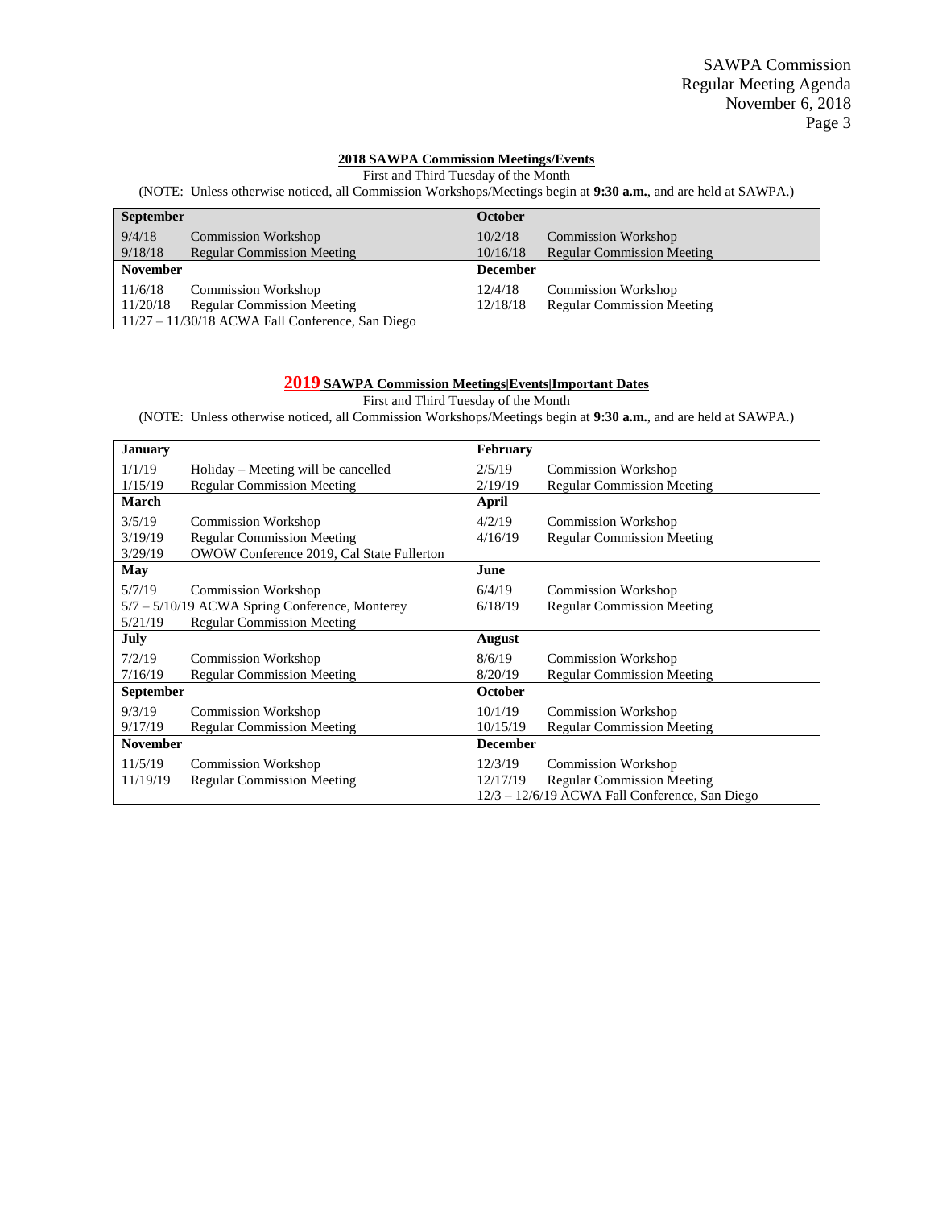## 2018 SAWPA Commission Meetings/Events

First and Third Tuesday of the Month

(NOTE: Unless otherwise noticed, all Commission Workshops/Meetings begin at **9:30 a.m.**, and are held at SAWPA.)

| | |
|---|---|
| **September** | **October** |
| 9/4/18 Commission Workshop<br>9/18/18 Regular Commission Meeting | 10/2/18 Commission Workshop<br>10/16/18 Regular Commission Meeting |
| **November** | **December** |
| 11/6/18 Commission Workshop<br>11/20/18 Regular Commission Meeting<br>11/27 – 11/30/18 ACWA Fall Conference, San Diego | 12/4/18 Commission Workshop<br>12/18/18 Regular Commission Meeting |

## 2019 SAWPA Commission Meetings|Events|Important Dates

First and Third Tuesday of the Month

(NOTE: Unless otherwise noticed, all Commission Workshops/Meetings begin at **9:30 a.m.**, and are held at SAWPA.)

| | |
|---|---|
| **January** | **February** |
| 1/1/19 Holiday – Meeting will be cancelled<br>1/15/19 Regular Commission Meeting | 2/5/19 Commission Workshop<br>2/19/19 Regular Commission Meeting |
| **March** | **April** |
| 3/5/19 Commission Workshop<br>3/19/19 Regular Commission Meeting<br>3/29/19 OWOW Conference 2019, Cal State Fullerton | 4/2/19 Commission Workshop<br>4/16/19 Regular Commission Meeting |
| **May** | **June** |
| 5/7/19 Commission Workshop<br>5/7 – 5/10/19 ACWA Spring Conference, Monterey<br>5/21/19 Regular Commission Meeting | 6/4/19 Commission Workshop<br>6/18/19 Regular Commission Meeting |
| **July** | **August** |
| 7/2/19 Commission Workshop<br>7/16/19 Regular Commission Meeting | 8/6/19 Commission Workshop<br>8/20/19 Regular Commission Meeting |
| **September** | **October** |
| 9/3/19 Commission Workshop<br>9/17/19 Regular Commission Meeting | 10/1/19 Commission Workshop<br>10/15/19 Regular Commission Meeting |
| **November** | **December** |
| 11/5/19 Commission Workshop<br>11/19/19 Regular Commission Meeting | 12/3/19 Commission Workshop<br>12/17/19 Regular Commission Meeting<br>12/3 – 12/6/19 ACWA Fall Conference, San Diego |